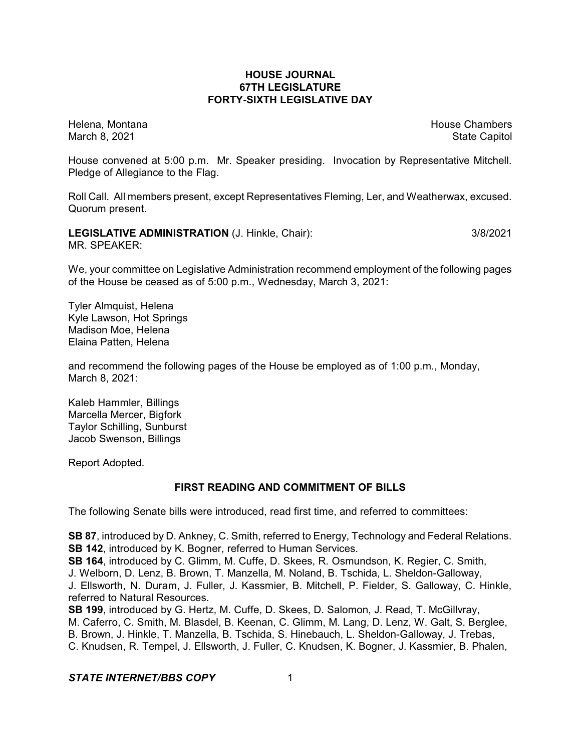**HOUSE JOURNAL**
**67TH LEGISLATURE**
**FORTY-SIXTH LEGISLATIVE DAY**

Helena, Montana
March 8, 2021

House Chambers
State Capitol

House convened at 5:00 p.m. Mr. Speaker presiding. Invocation by Representative Mitchell. Pledge of Allegiance to the Flag.

Roll Call. All members present, except Representatives Fleming, Ler, and Weatherwax, excused. Quorum present.

**LEGISLATIVE ADMINISTRATION** (J. Hinkle, Chair): 3/8/2021
MR. SPEAKER:

We, your committee on Legislative Administration recommend employment of the following pages of the House be ceased as of 5:00 p.m., Wednesday, March 3, 2021:

Tyler Almquist, Helena
Kyle Lawson, Hot Springs
Madison Moe, Helena
Elaina Patten, Helena

and recommend the following pages of the House be employed as of 1:00 p.m., Monday, March 8, 2021:

Kaleb Hammler, Billings
Marcella Mercer, Bigfork
Taylor Schilling, Sunburst
Jacob Swenson, Billings

Report Adopted.

**FIRST READING AND COMMITMENT OF BILLS**

The following Senate bills were introduced, read first time, and referred to committees:

**SB 87**, introduced by D. Ankney, C. Smith, referred to Energy, Technology and Federal Relations.
**SB 142**, introduced by K. Bogner, referred to Human Services.
**SB 164**, introduced by C. Glimm, M. Cuffe, D. Skees, R. Osmundson, K. Regier, C. Smith, J. Welborn, D. Lenz, B. Brown, T. Manzella, M. Noland, B. Tschida, L. Sheldon-Galloway, J. Ellsworth, N. Duram, J. Fuller, J. Kassmier, B. Mitchell, P. Fielder, S. Galloway, C. Hinkle, referred to Natural Resources.
**SB 199**, introduced by G. Hertz, M. Cuffe, D. Skees, D. Salomon, J. Read, T. McGillvray, M. Caferro, C. Smith, M. Blasdel, B. Keenan, C. Glimm, M. Lang, D. Lenz, W. Galt, S. Berglee, B. Brown, J. Hinkle, T. Manzella, B. Tschida, S. Hinebauch, L. Sheldon-Galloway, J. Trebas, C. Knudsen, R. Tempel, J. Ellsworth, J. Fuller, C. Knudsen, K. Bogner, J. Kassmier, B. Phalen,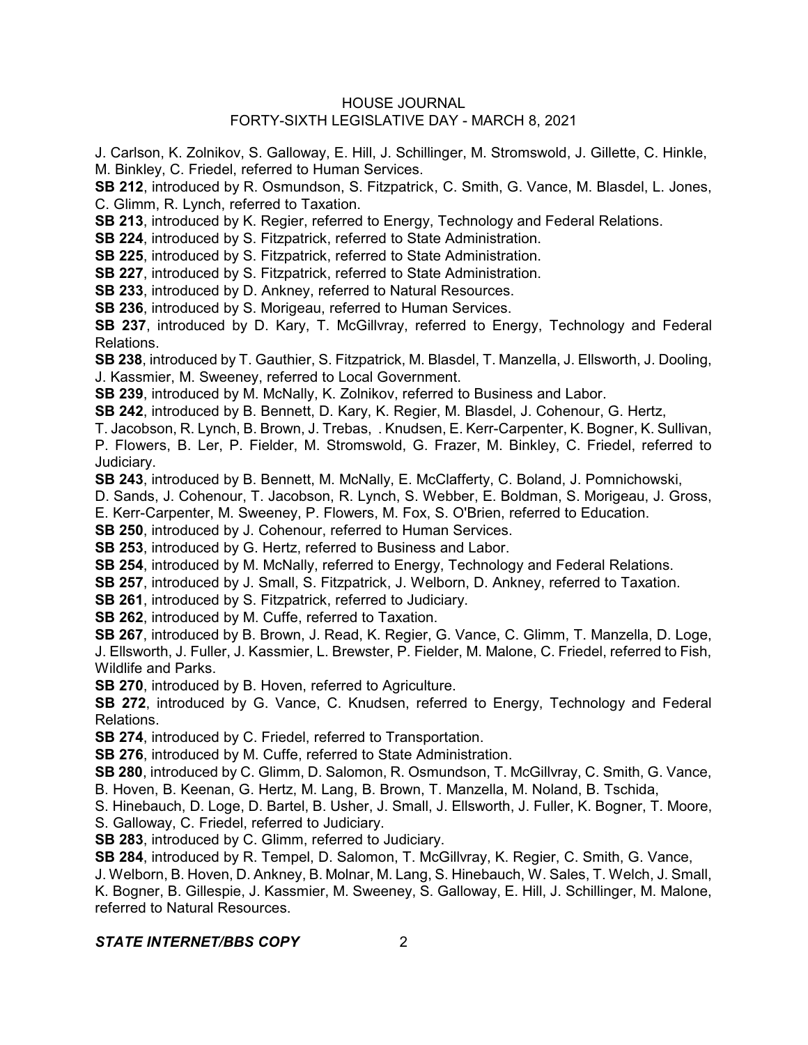J. Carlson, K. Zolnikov, S. Galloway, E. Hill, J. Schillinger, M. Stromswold, J. Gillette, C. Hinkle, M. Binkley, C. Friedel, referred to Human Services.

**SB 212**, introduced by R. Osmundson, S. Fitzpatrick, C. Smith, G. Vance, M. Blasdel, L. Jones, C. Glimm, R. Lynch, referred to Taxation.

**SB 213**, introduced by K. Regier, referred to Energy, Technology and Federal Relations.

**SB 224**, introduced by S. Fitzpatrick, referred to State Administration.

**SB 225**, introduced by S. Fitzpatrick, referred to State Administration.

**SB 227**, introduced by S. Fitzpatrick, referred to State Administration.

**SB 233**, introduced by D. Ankney, referred to Natural Resources.

**SB 236**, introduced by S. Morigeau, referred to Human Services.

**SB 237**, introduced by D. Kary, T. McGillvray, referred to Energy, Technology and Federal Relations.

**SB 238**, introduced by T. Gauthier, S. Fitzpatrick, M. Blasdel, T. Manzella, J. Ellsworth, J. Dooling, J. Kassmier, M. Sweeney, referred to Local Government.

**SB 239**, introduced by M. McNally, K. Zolnikov, referred to Business and Labor.

**SB 242**, introduced by B. Bennett, D. Kary, K. Regier, M. Blasdel, J. Cohenour, G. Hertz, T. Jacobson, R. Lynch, B. Brown, J. Trebas, . Knudsen, E. Kerr-Carpenter, K. Bogner, K. Sullivan, P. Flowers, B. Ler, P. Fielder, M. Stromswold, G. Frazer, M. Binkley, C. Friedel, referred to Judiciary.

**SB 243**, introduced by B. Bennett, M. McNally, E. McClafferty, C. Boland, J. Pomnichowski, D. Sands, J. Cohenour, T. Jacobson, R. Lynch, S. Webber, E. Boldman, S. Morigeau, J. Gross, E. Kerr-Carpenter, M. Sweeney, P. Flowers, M. Fox, S. O'Brien, referred to Education.

**SB 250**, introduced by J. Cohenour, referred to Human Services.

**SB 253**, introduced by G. Hertz, referred to Business and Labor.

**SB 254**, introduced by M. McNally, referred to Energy, Technology and Federal Relations.

**SB 257**, introduced by J. Small, S. Fitzpatrick, J. Welborn, D. Ankney, referred to Taxation.

**SB 261**, introduced by S. Fitzpatrick, referred to Judiciary.

**SB 262**, introduced by M. Cuffe, referred to Taxation.

**SB 267**, introduced by B. Brown, J. Read, K. Regier, G. Vance, C. Glimm, T. Manzella, D. Loge, J. Ellsworth, J. Fuller, J. Kassmier, L. Brewster, P. Fielder, M. Malone, C. Friedel, referred to Fish, Wildlife and Parks.

**SB 270**, introduced by B. Hoven, referred to Agriculture.

**SB 272**, introduced by G. Vance, C. Knudsen, referred to Energy, Technology and Federal Relations.

**SB 274**, introduced by C. Friedel, referred to Transportation.

**SB 276**, introduced by M. Cuffe, referred to State Administration.

**SB 280**, introduced by C. Glimm, D. Salomon, R. Osmundson, T. McGillvray, C. Smith, G. Vance, B. Hoven, B. Keenan, G. Hertz, M. Lang, B. Brown, T. Manzella, M. Noland, B. Tschida, S. Hinebauch, D. Loge, D. Bartel, B. Usher, J. Small, J. Ellsworth, J. Fuller, K. Bogner, T. Moore, S. Galloway, C. Friedel, referred to Judiciary.

**SB 283**, introduced by C. Glimm, referred to Judiciary.

**SB 284**, introduced by R. Tempel, D. Salomon, T. McGillvray, K. Regier, C. Smith, G. Vance, J. Welborn, B. Hoven, D. Ankney, B. Molnar, M. Lang, S. Hinebauch, W. Sales, T. Welch, J. Small, K. Bogner, B. Gillespie, J. Kassmier, M. Sweeney, S. Galloway, E. Hill, J. Schillinger, M. Malone, referred to Natural Resources.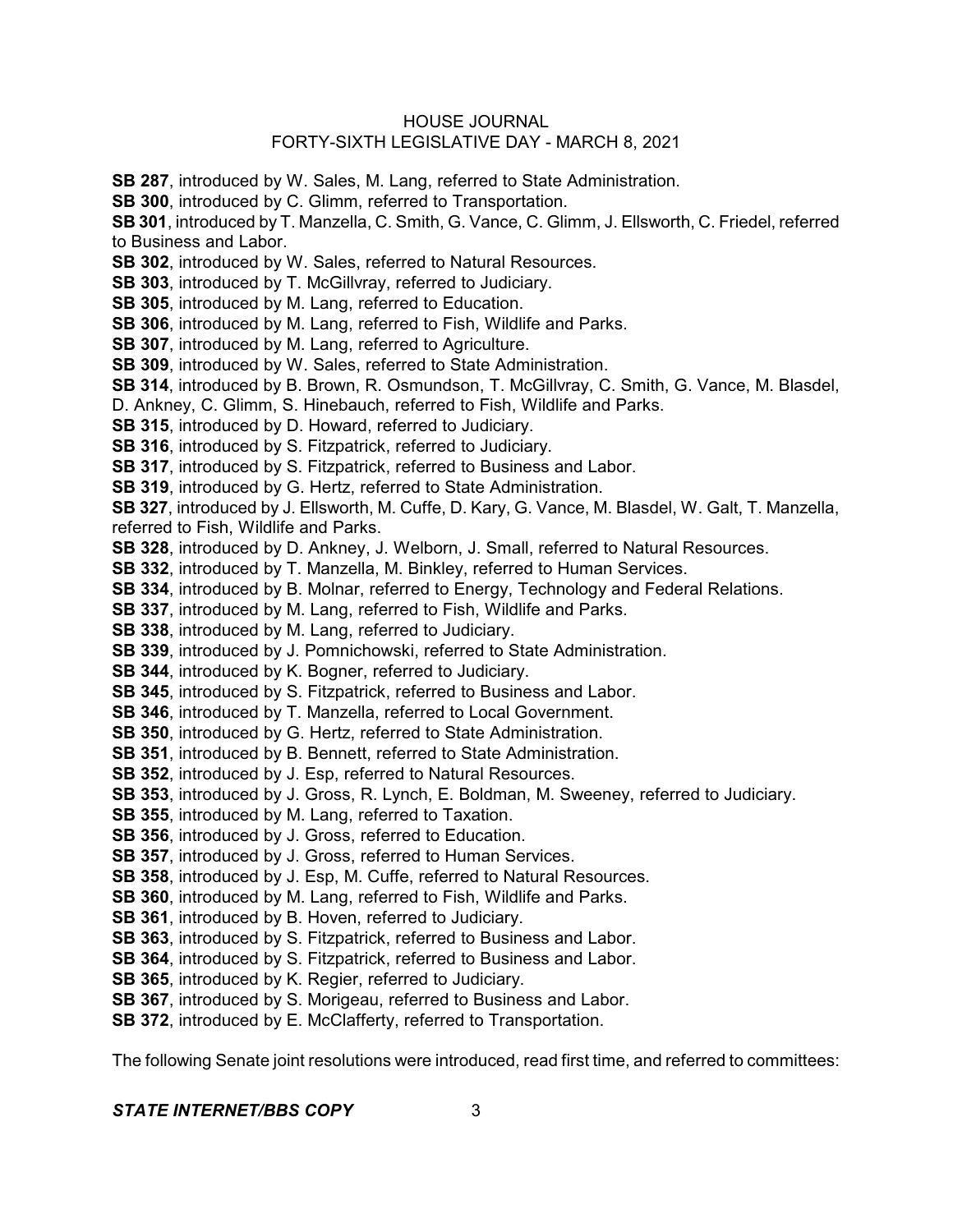**SB 287**, introduced by W. Sales, M. Lang, referred to State Administration.

**SB 300**, introduced by C. Glimm, referred to Transportation.

**SB 301**, introduced by T. Manzella, C. Smith, G. Vance, C. Glimm, J. Ellsworth, C. Friedel, referred to Business and Labor.

**SB 302**, introduced by W. Sales, referred to Natural Resources.

**SB 303**, introduced by T. McGillvray, referred to Judiciary.

**SB 305**, introduced by M. Lang, referred to Education.

**SB 306**, introduced by M. Lang, referred to Fish, Wildlife and Parks.

**SB 307**, introduced by M. Lang, referred to Agriculture.

**SB 309**, introduced by W. Sales, referred to State Administration.

**SB 314**, introduced by B. Brown, R. Osmundson, T. McGillvray, C. Smith, G. Vance, M. Blasdel, D. Ankney, C. Glimm, S. Hinebauch, referred to Fish, Wildlife and Parks.

**SB 315**, introduced by D. Howard, referred to Judiciary.

**SB 316**, introduced by S. Fitzpatrick, referred to Judiciary.

**SB 317**, introduced by S. Fitzpatrick, referred to Business and Labor.

**SB 319**, introduced by G. Hertz, referred to State Administration.

**SB 327**, introduced by J. Ellsworth, M. Cuffe, D. Kary, G. Vance, M. Blasdel, W. Galt, T. Manzella, referred to Fish, Wildlife and Parks.

**SB 328**, introduced by D. Ankney, J. Welborn, J. Small, referred to Natural Resources.

**SB 332**, introduced by T. Manzella, M. Binkley, referred to Human Services.

**SB 334**, introduced by B. Molnar, referred to Energy, Technology and Federal Relations.

**SB 337**, introduced by M. Lang, referred to Fish, Wildlife and Parks.

**SB 338**, introduced by M. Lang, referred to Judiciary.

**SB 339**, introduced by J. Pomnichowski, referred to State Administration.

**SB 344**, introduced by K. Bogner, referred to Judiciary.

**SB 345**, introduced by S. Fitzpatrick, referred to Business and Labor.

**SB 346**, introduced by T. Manzella, referred to Local Government.

**SB 350**, introduced by G. Hertz, referred to State Administration.

**SB 351**, introduced by B. Bennett, referred to State Administration.

**SB 352**, introduced by J. Esp, referred to Natural Resources.

**SB 353**, introduced by J. Gross, R. Lynch, E. Boldman, M. Sweeney, referred to Judiciary.

**SB 355**, introduced by M. Lang, referred to Taxation.

**SB 356**, introduced by J. Gross, referred to Education.

**SB 357**, introduced by J. Gross, referred to Human Services.

**SB 358**, introduced by J. Esp, M. Cuffe, referred to Natural Resources.

**SB 360**, introduced by M. Lang, referred to Fish, Wildlife and Parks.

**SB 361**, introduced by B. Hoven, referred to Judiciary.

**SB 363**, introduced by S. Fitzpatrick, referred to Business and Labor.

**SB 364**, introduced by S. Fitzpatrick, referred to Business and Labor.

**SB 365**, introduced by K. Regier, referred to Judiciary.

**SB 367**, introduced by S. Morigeau, referred to Business and Labor.

**SB 372**, introduced by E. McClafferty, referred to Transportation.

The following Senate joint resolutions were introduced, read first time, and referred to committees: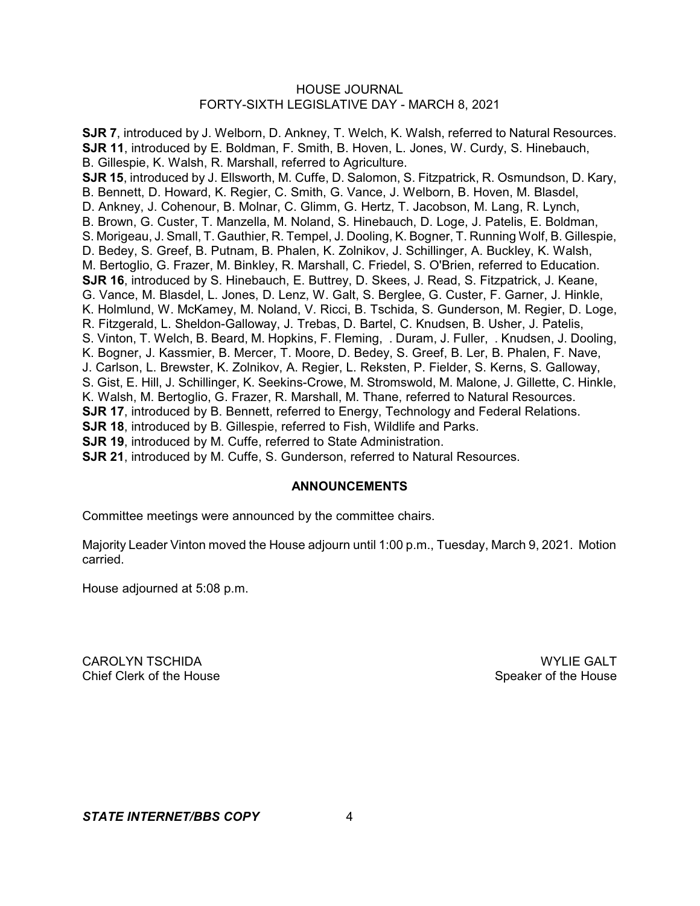**SJR 7**, introduced by J. Welborn, D. Ankney, T. Welch, K. Walsh, referred to Natural Resources.
**SJR 11**, introduced by E. Boldman, F. Smith, B. Hoven, L. Jones, W. Curdy, S. Hinebauch, B. Gillespie, K. Walsh, R. Marshall, referred to Agriculture.
**SJR 15**, introduced by J. Ellsworth, M. Cuffe, D. Salomon, S. Fitzpatrick, R. Osmundson, D. Kary, B. Bennett, D. Howard, K. Regier, C. Smith, G. Vance, J. Welborn, B. Hoven, M. Blasdel, D. Ankney, J. Cohenour, B. Molnar, C. Glimm, G. Hertz, T. Jacobson, M. Lang, R. Lynch, B. Brown, G. Custer, T. Manzella, M. Noland, S. Hinebauch, D. Loge, J. Patelis, E. Boldman, S. Morigeau, J. Small, T. Gauthier, R. Tempel, J. Dooling, K. Bogner, T. Running Wolf, B. Gillespie, D. Bedey, S. Greef, B. Putnam, B. Phalen, K. Zolnikov, J. Schillinger, A. Buckley, K. Walsh, M. Bertoglio, G. Frazer, M. Binkley, R. Marshall, C. Friedel, S. O'Brien, referred to Education.
**SJR 16**, introduced by S. Hinebauch, E. Buttrey, D. Skees, J. Read, S. Fitzpatrick, J. Keane, G. Vance, M. Blasdel, L. Jones, D. Lenz, W. Galt, S. Berglee, G. Custer, F. Garner, J. Hinkle, K. Holmlund, W. McKamey, M. Noland, V. Ricci, B. Tschida, S. Gunderson, M. Regier, D. Loge, R. Fitzgerald, L. Sheldon-Galloway, J. Trebas, D. Bartel, C. Knudsen, B. Usher, J. Patelis, S. Vinton, T. Welch, B. Beard, M. Hopkins, F. Fleming, . Duram, J. Fuller, . Knudsen, J. Dooling, K. Bogner, J. Kassmier, B. Mercer, T. Moore, D. Bedey, S. Greef, B. Ler, B. Phalen, F. Nave, J. Carlson, L. Brewster, K. Zolnikov, A. Regier, L. Reksten, P. Fielder, S. Kerns, S. Galloway, S. Gist, E. Hill, J. Schillinger, K. Seekins-Crowe, M. Stromswold, M. Malone, J. Gillette, C. Hinkle, K. Walsh, M. Bertoglio, G. Frazer, R. Marshall, M. Thane, referred to Natural Resources.
**SJR 17**, introduced by B. Bennett, referred to Energy, Technology and Federal Relations.
**SJR 18**, introduced by B. Gillespie, referred to Fish, Wildlife and Parks.
**SJR 19**, introduced by M. Cuffe, referred to State Administration.
**SJR 21**, introduced by M. Cuffe, S. Gunderson, referred to Natural Resources.

## ANNOUNCEMENTS

Committee meetings were announced by the committee chairs.

Majority Leader Vinton moved the House adjourn until 1:00 p.m., Tuesday, March 9, 2021. Motion carried.

House adjourned at 5:08 p.m.

CAROLYN TSCHIDA
Chief Clerk of the House

WYLIE GALT
Speaker of the House